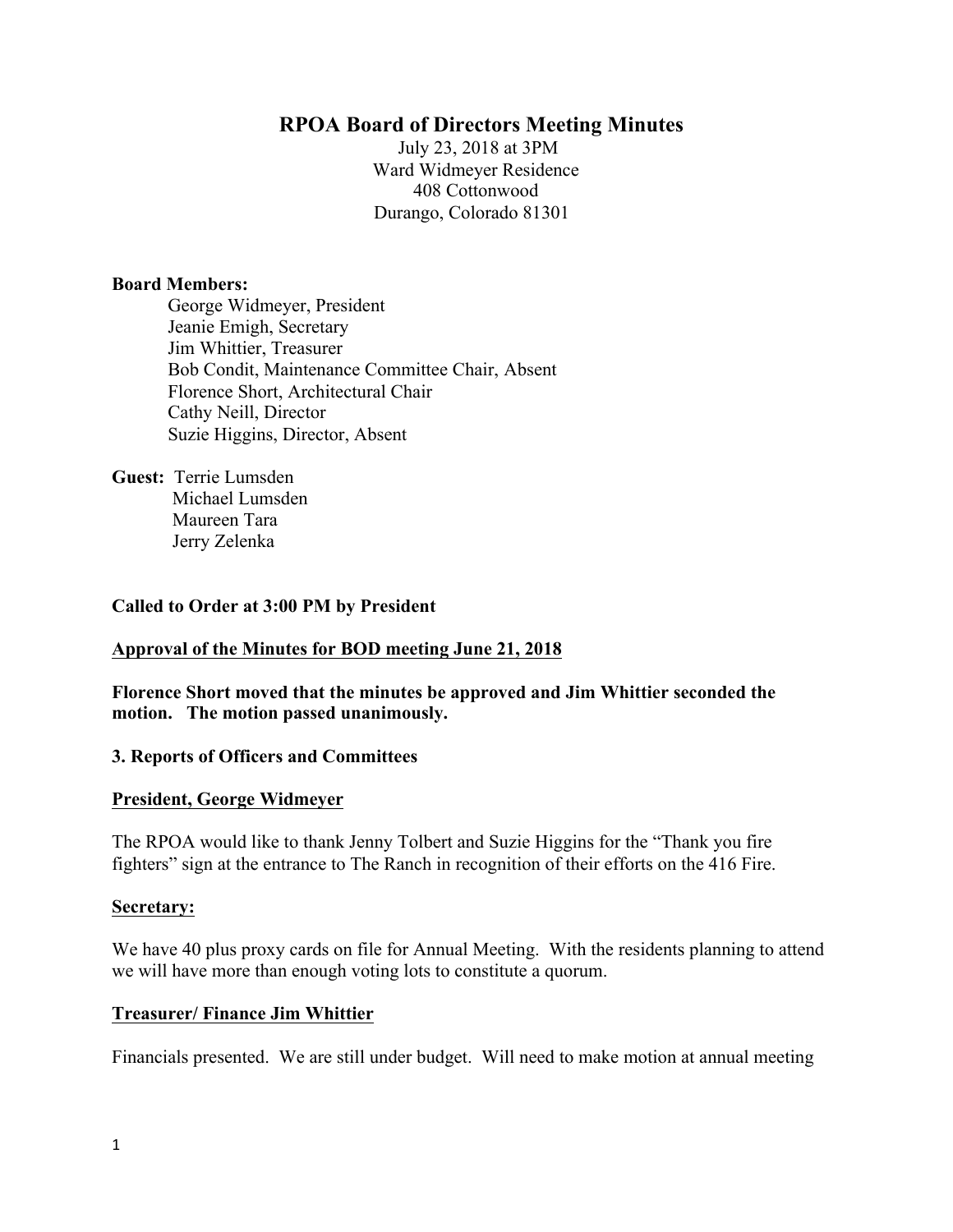# RPOA Board of Directors Meeting Minutes

July 23, 2018 at 3PM
Ward Widmeyer Residence
408 Cottonwood
Durango, Colorado 81301

**Board Members:**

George Widmeyer, President
Jeanie Emigh, Secretary
Jim Whittier, Treasurer
Bob Condit, Maintenance Committee Chair, Absent
Florence Short, Architectural Chair
Cathy Neill, Director
Suzie Higgins, Director, Absent

**Guest:** Terrie Lumsden
Michael Lumsden
Maureen Tara
Jerry Zelenka

**Called to Order at 3:00 PM by President**

**<u>Approval of the Minutes for BOD meeting June 21, 2018</u>**

**Florence Short moved that the minutes be approved and Jim Whittier seconded the motion. The motion passed unanimously.**

**3. Reports of Officers and Committees**

**<u>President, George Widmeyer</u>**

The RPOA would like to thank Jenny Tolbert and Suzie Higgins for the "Thank you fire fighters" sign at the entrance to The Ranch in recognition of their efforts on the 416 Fire.

**<u>Secretary:</u>**

We have 40 plus proxy cards on file for Annual Meeting. With the residents planning to attend we will have more than enough voting lots to constitute a quorum.

**<u>Treasurer/ Finance Jim Whittier</u>**

Financials presented. We are still under budget. Will need to make motion at annual meeting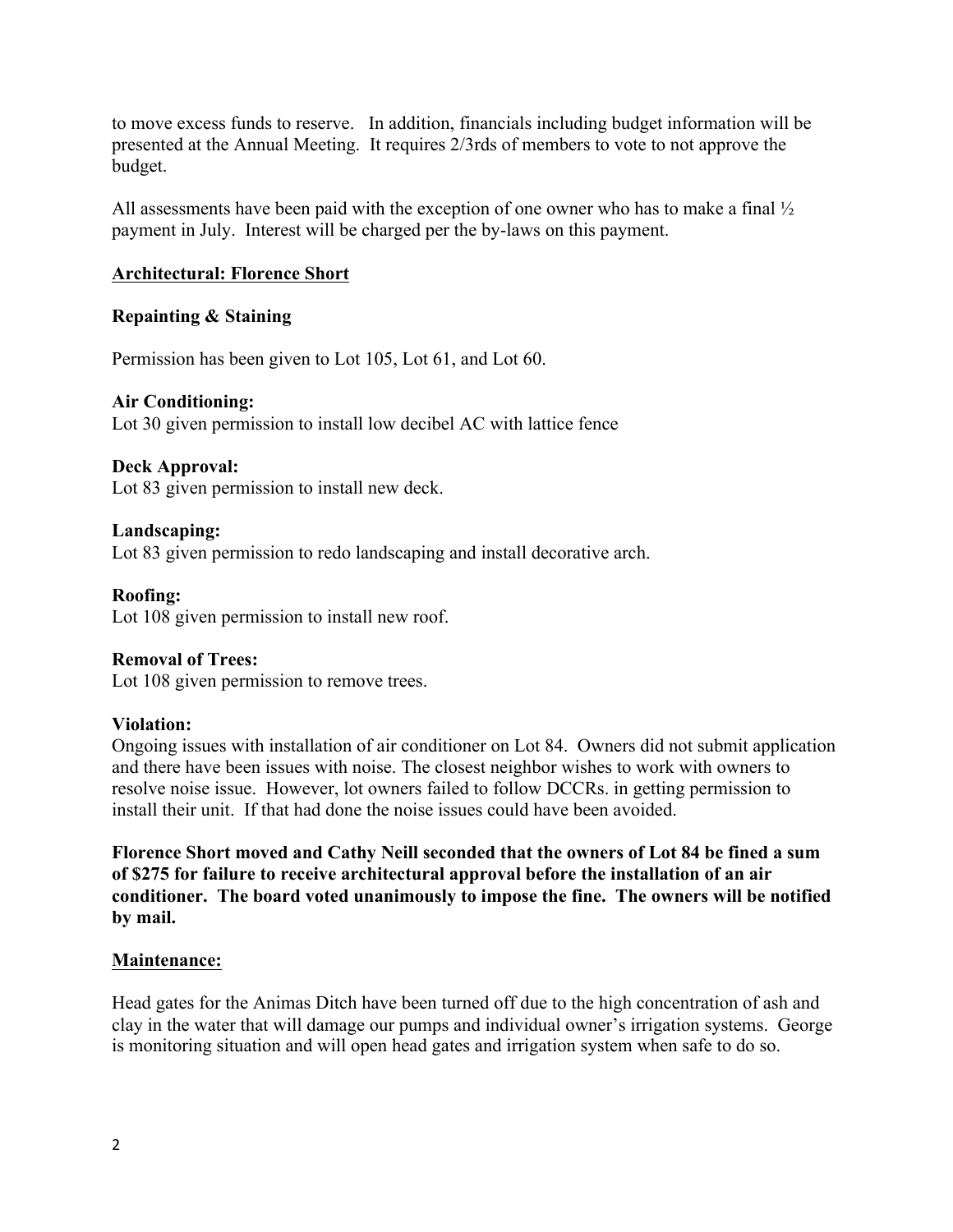to move excess funds to reserve. In addition, financials including budget information will be presented at the Annual Meeting. It requires 2/3rds of members to vote to not approve the budget.

All assessments have been paid with the exception of one owner who has to make a final ½ payment in July. Interest will be charged per the by-laws on this payment.

## Architectural: Florence Short

**Repainting & Staining**

Permission has been given to Lot 105, Lot 61, and Lot 60.

**Air Conditioning:**
Lot 30 given permission to install low decibel AC with lattice fence

**Deck Approval:**
Lot 83 given permission to install new deck.

**Landscaping:**
Lot 83 given permission to redo landscaping and install decorative arch.

**Roofing:**
Lot 108 given permission to install new roof.

**Removal of Trees:**
Lot 108 given permission to remove trees.

**Violation:**
Ongoing issues with installation of air conditioner on Lot 84. Owners did not submit application and there have been issues with noise. The closest neighbor wishes to work with owners to resolve noise issue. However, lot owners failed to follow DCCRs. in getting permission to install their unit. If that had done the noise issues could have been avoided.

**Florence Short moved and Cathy Neill seconded that the owners of Lot 84 be fined a sum of $275 for failure to receive architectural approval before the installation of an air conditioner. The board voted unanimously to impose the fine. The owners will be notified by mail.**

## Maintenance:

Head gates for the Animas Ditch have been turned off due to the high concentration of ash and clay in the water that will damage our pumps and individual owner's irrigation systems. George is monitoring situation and will open head gates and irrigation system when safe to do so.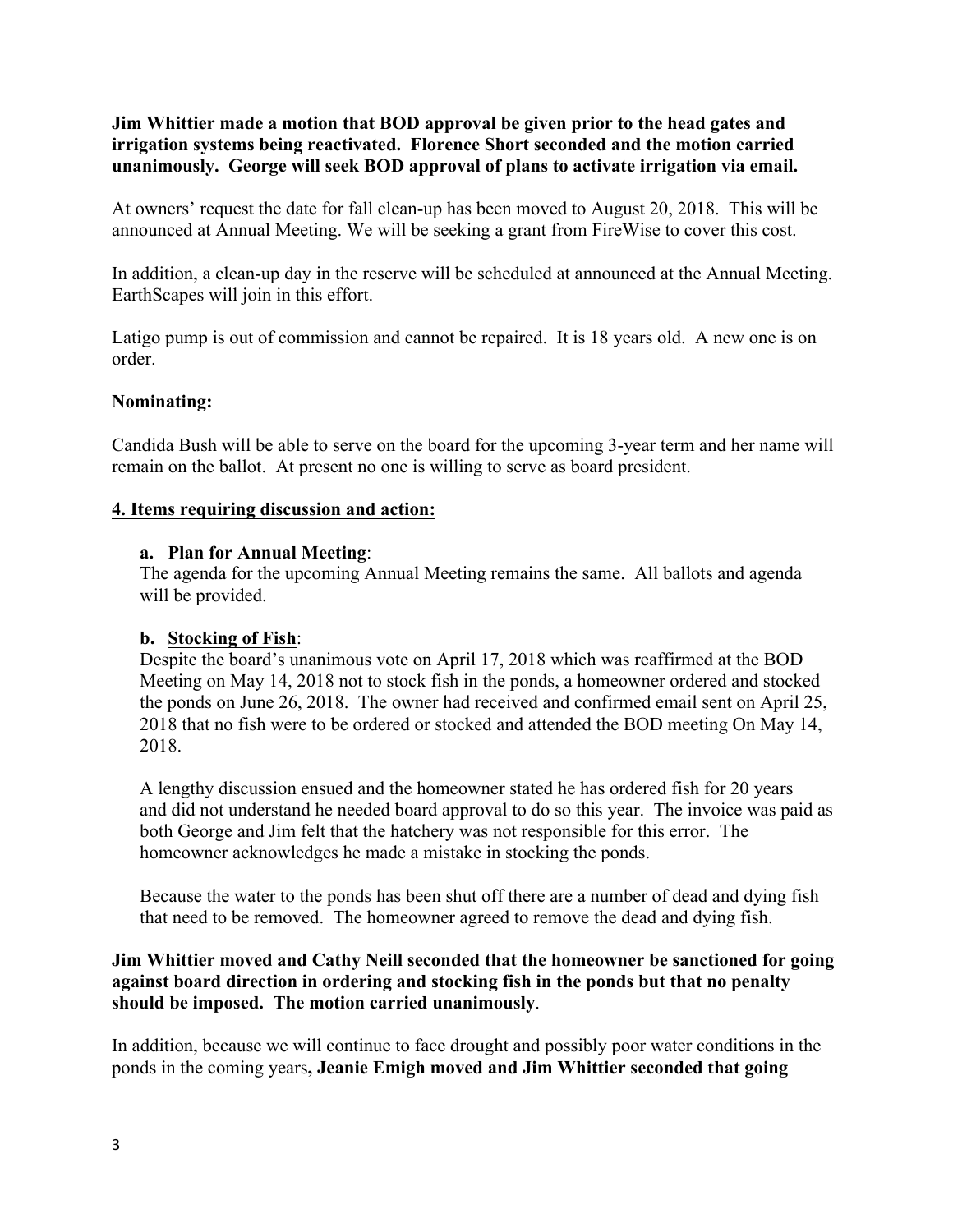**Jim Whittier made a motion that BOD approval be given prior to the head gates and irrigation systems being reactivated. Florence Short seconded and the motion carried unanimously. George will seek BOD approval of plans to activate irrigation via email.**

At owners' request the date for fall clean-up has been moved to August 20, 2018. This will be announced at Annual Meeting. We will be seeking a grant from FireWise to cover this cost.

In addition, a clean-up day in the reserve will be scheduled at announced at the Annual Meeting. EarthScapes will join in this effort.

Latigo pump is out of commission and cannot be repaired. It is 18 years old. A new one is on order.

**Nominating:**

Candida Bush will be able to serve on the board for the upcoming 3-year term and her name will remain on the ballot. At present no one is willing to serve as board president.

**4. Items requiring discussion and action:**

**a. Plan for Annual Meeting**:
The agenda for the upcoming Annual Meeting remains the same. All ballots and agenda will be provided.

**b. Stocking of Fish**:
Despite the board's unanimous vote on April 17, 2018 which was reaffirmed at the BOD Meeting on May 14, 2018 not to stock fish in the ponds, a homeowner ordered and stocked the ponds on June 26, 2018. The owner had received and confirmed email sent on April 25, 2018 that no fish were to be ordered or stocked and attended the BOD meeting On May 14, 2018.

A lengthy discussion ensued and the homeowner stated he has ordered fish for 20 years and did not understand he needed board approval to do so this year. The invoice was paid as both George and Jim felt that the hatchery was not responsible for this error. The homeowner acknowledges he made a mistake in stocking the ponds.

Because the water to the ponds has been shut off there are a number of dead and dying fish that need to be removed. The homeowner agreed to remove the dead and dying fish.

**Jim Whittier moved and Cathy Neill seconded that the homeowner be sanctioned for going against board direction in ordering and stocking fish in the ponds but that no penalty should be imposed. The motion carried unanimously**.

In addition, because we will continue to face drought and possibly poor water conditions in the ponds in the coming years**, Jeanie Emigh moved and Jim Whittier seconded that going**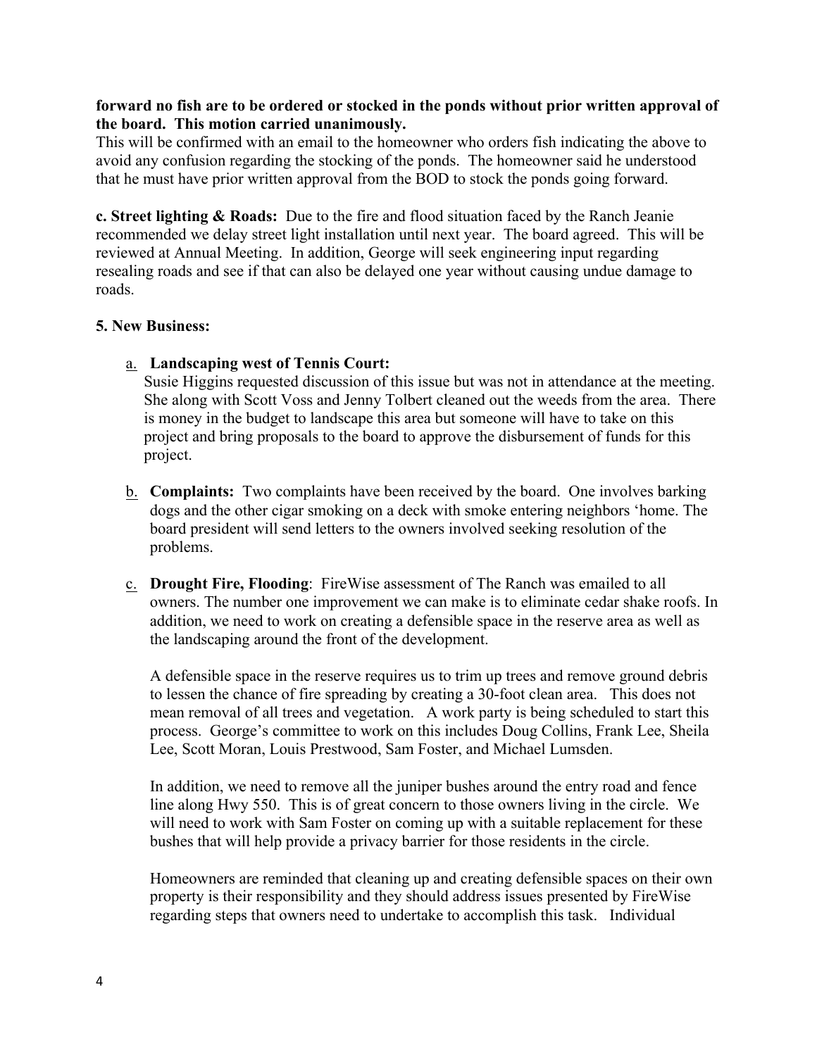**forward no fish are to be ordered or stocked in the ponds without prior written approval of the board. This motion carried unanimously.**
This will be confirmed with an email to the homeowner who orders fish indicating the above to avoid any confusion regarding the stocking of the ponds. The homeowner said he understood that he must have prior written approval from the BOD to stock the ponds going forward.

**c. Street lighting & Roads:** Due to the fire and flood situation faced by the Ranch Jeanie recommended we delay street light installation until next year. The board agreed. This will be reviewed at Annual Meeting. In addition, George will seek engineering input regarding resealing roads and see if that can also be delayed one year without causing undue damage to roads.

**5. New Business:**

a. **Landscaping west of Tennis Court:**
Susie Higgins requested discussion of this issue but was not in attendance at the meeting. She along with Scott Voss and Jenny Tolbert cleaned out the weeds from the area. There is money in the budget to landscape this area but someone will have to take on this project and bring proposals to the board to approve the disbursement of funds for this project.

b. **Complaints:** Two complaints have been received by the board. One involves barking dogs and the other cigar smoking on a deck with smoke entering neighbors 'home. The board president will send letters to the owners involved seeking resolution of the problems.

c. **Drought Fire, Flooding**: FireWise assessment of The Ranch was emailed to all owners. The number one improvement we can make is to eliminate cedar shake roofs. In addition, we need to work on creating a defensible space in the reserve area as well as the landscaping around the front of the development.

A defensible space in the reserve requires us to trim up trees and remove ground debris to lessen the chance of fire spreading by creating a 30-foot clean area. This does not mean removal of all trees and vegetation. A work party is being scheduled to start this process. George's committee to work on this includes Doug Collins, Frank Lee, Sheila Lee, Scott Moran, Louis Prestwood, Sam Foster, and Michael Lumsden.

In addition, we need to remove all the juniper bushes around the entry road and fence line along Hwy 550. This is of great concern to those owners living in the circle. We will need to work with Sam Foster on coming up with a suitable replacement for these bushes that will help provide a privacy barrier for those residents in the circle.

Homeowners are reminded that cleaning up and creating defensible spaces on their own property is their responsibility and they should address issues presented by FireWise regarding steps that owners need to undertake to accomplish this task. Individual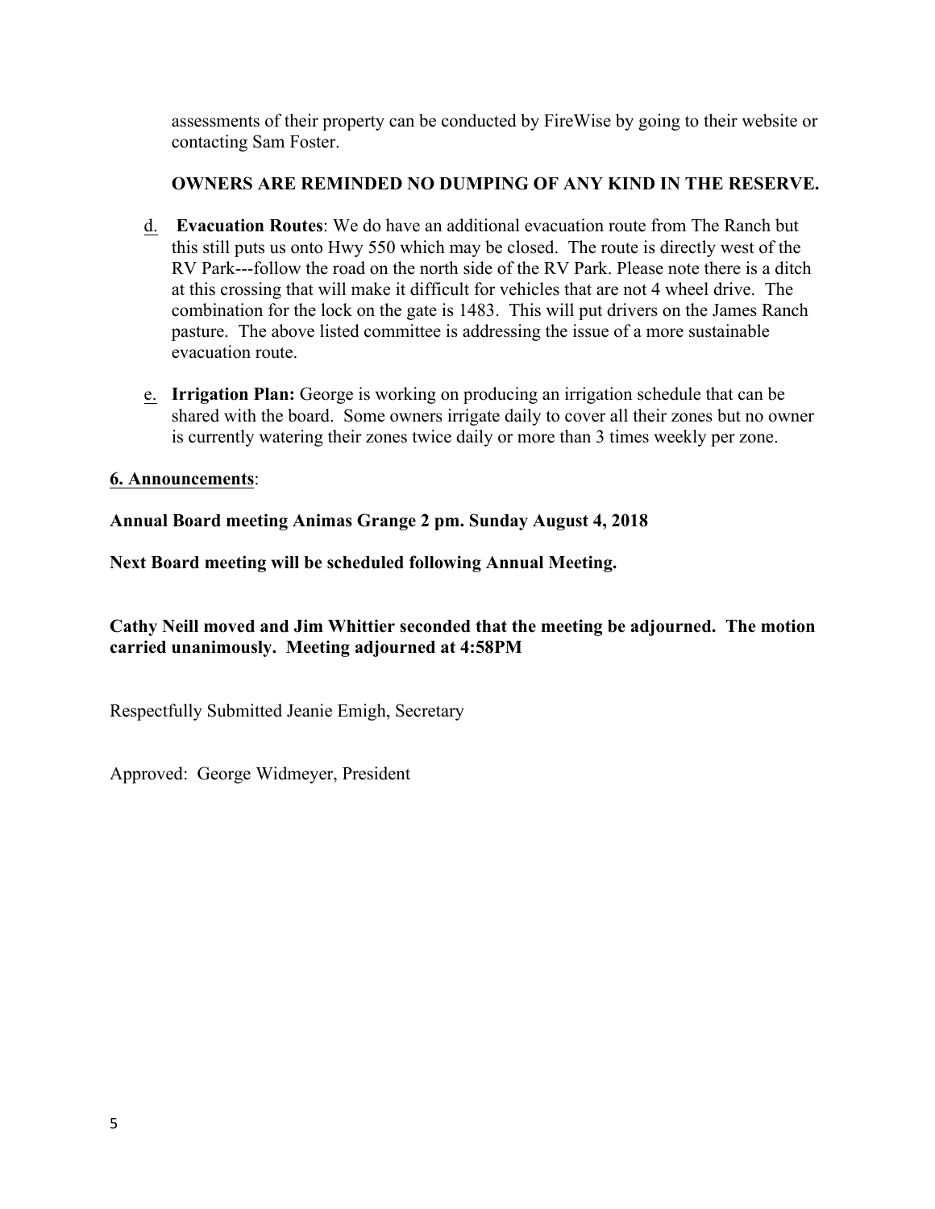assessments of their property can be conducted by FireWise by going to their website or contacting Sam Foster.

**OWNERS ARE REMINDED NO DUMPING OF ANY KIND IN THE RESERVE.**

d. **Evacuation Routes**: We do have an additional evacuation route from The Ranch but this still puts us onto Hwy 550 which may be closed. The route is directly west of the RV Park---follow the road on the north side of the RV Park. Please note there is a ditch at this crossing that will make it difficult for vehicles that are not 4 wheel drive. The combination for the lock on the gate is 1483. This will put drivers on the James Ranch pasture. The above listed committee is addressing the issue of a more sustainable evacuation route.

e. **Irrigation Plan:** George is working on producing an irrigation schedule that can be shared with the board. Some owners irrigate daily to cover all their zones but no owner is currently watering their zones twice daily or more than 3 times weekly per zone.

**6. Announcements**:

**Annual Board meeting Animas Grange 2 pm. Sunday August 4, 2018**

**Next Board meeting will be scheduled following Annual Meeting.**

**Cathy Neill moved and Jim Whittier seconded that the meeting be adjourned. The motion carried unanimously. Meeting adjourned at 4:58PM**

Respectfully Submitted Jeanie Emigh, Secretary

Approved: George Widmeyer, President